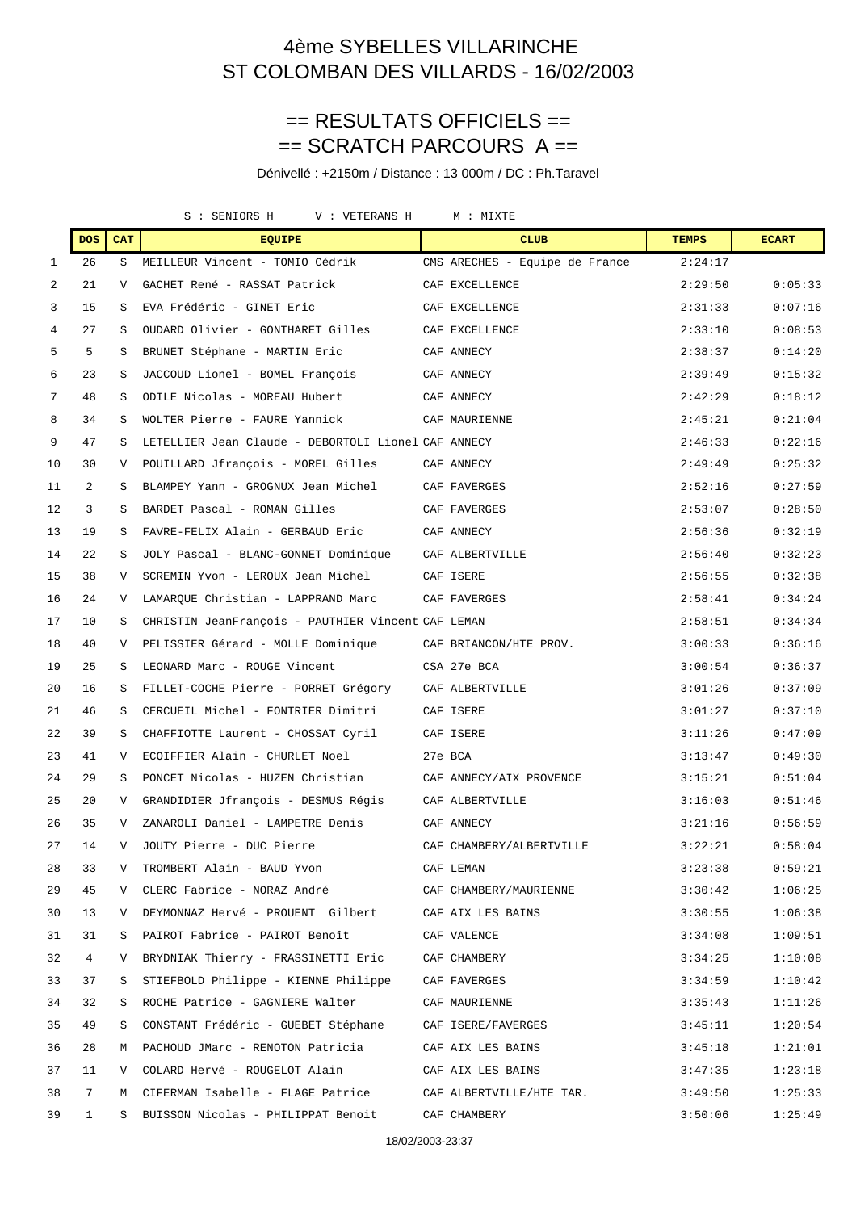# 4ème SYBELLES VILLARINCHE
# ST COLOMBAN DES VILLARDS - 16/02/2003

## == RESULTATS OFFICIELS ==
## == SCRATCH PARCOURS A ==

Dénivellé : +2150m / Distance : 13 000m / DC : Ph.Taravel

S : SENIORS H     V : VETERANS H     M : MIXTE

| | DOS | CAT | EQUIPE | CLUB | TEMPS | ECART |
|---|---|---|---|---|---|---|
| 1 | 26 | S | MEILLEUR Vincent - TOMIO Cédrik | CMS ARECHES - Equipe de France | 2:24:17 | |
| 2 | 21 | V | GACHET René - RASSAT Patrick | CAF EXCELLENCE | 2:29:50 | 0:05:33 |
| 3 | 15 | S | EVA Frédéric - GINET Eric | CAF EXCELLENCE | 2:31:33 | 0:07:16 |
| 4 | 27 | S | OUDARD Olivier - GONTHARET Gilles | CAF EXCELLENCE | 2:33:10 | 0:08:53 |
| 5 | 5 | S | BRUNET Stéphane - MARTIN Eric | CAF ANNECY | 2:38:37 | 0:14:20 |
| 6 | 23 | S | JACCOUD Lionel - BOMEL François | CAF ANNECY | 2:39:49 | 0:15:32 |
| 7 | 48 | S | ODILE Nicolas - MOREAU Hubert | CAF ANNECY | 2:42:29 | 0:18:12 |
| 8 | 34 | S | WOLTER Pierre - FAURE Yannick | CAF MAURIENNE | 2:45:21 | 0:21:04 |
| 9 | 47 | S | LETELLIER Jean Claude - DEBORTOLI Lionel | CAF ANNECY | 2:46:33 | 0:22:16 |
| 10 | 30 | V | POUILLARD Jfrançois - MOREL Gilles | CAF ANNECY | 2:49:49 | 0:25:32 |
| 11 | 2 | S | BLAMPEY Yann - GROGNUX Jean Michel | CAF FAVERGES | 2:52:16 | 0:27:59 |
| 12 | 3 | S | BARDET Pascal - ROMAN Gilles | CAF FAVERGES | 2:53:07 | 0:28:50 |
| 13 | 19 | S | FAVRE-FELIX Alain - GERBAUD Eric | CAF ANNECY | 2:56:36 | 0:32:19 |
| 14 | 22 | S | JOLY Pascal - BLANC-GONNET Dominique | CAF ALBERTVILLE | 2:56:40 | 0:32:23 |
| 15 | 38 | V | SCREMIN Yvon - LEROUX Jean Michel | CAF ISERE | 2:56:55 | 0:32:38 |
| 16 | 24 | V | LAMARQUE Christian - LAPPRAND Marc | CAF FAVERGES | 2:58:41 | 0:34:24 |
| 17 | 10 | S | CHRISTIN JeanFrançois - PAUTHIER Vincent | CAF LEMAN | 2:58:51 | 0:34:34 |
| 18 | 40 | V | PELISSIER Gérard - MOLLE Dominique | CAF BRIANCON/HTE PROV. | 3:00:33 | 0:36:16 |
| 19 | 25 | S | LEONARD Marc - ROUGE Vincent | CSA 27e BCA | 3:00:54 | 0:36:37 |
| 20 | 16 | S | FILLET-COCHE Pierre - PORRET Grégory | CAF ALBERTVILLE | 3:01:26 | 0:37:09 |
| 21 | 46 | S | CERCUEIL Michel - FONTRIER Dimitri | CAF ISERE | 3:01:27 | 0:37:10 |
| 22 | 39 | S | CHAFFIOTTE Laurent - CHOSSAT Cyril | CAF ISERE | 3:11:26 | 0:47:09 |
| 23 | 41 | V | ECOIFFIER Alain - CHURLET Noel | 27e BCA | 3:13:47 | 0:49:30 |
| 24 | 29 | S | PONCET Nicolas - HUZEN Christian | CAF ANNECY/AIX PROVENCE | 3:15:21 | 0:51:04 |
| 25 | 20 | V | GRANDIDIER Jfrançois - DESMUS Régis | CAF ALBERTVILLE | 3:16:03 | 0:51:46 |
| 26 | 35 | V | ZANAROLI Daniel - LAMPETRE Denis | CAF ANNECY | 3:21:16 | 0:56:59 |
| 27 | 14 | V | JOUTY Pierre - DUC Pierre | CAF CHAMBERY/ALBERTVILLE | 3:22:21 | 0:58:04 |
| 28 | 33 | V | TROMBERT Alain - BAUD Yvon | CAF LEMAN | 3:23:38 | 0:59:21 |
| 29 | 45 | V | CLERC Fabrice - NORAZ André | CAF CHAMBERY/MAURIENNE | 3:30:42 | 1:06:25 |
| 30 | 13 | V | DEYMONNAZ Hervé - PROUENT Gilbert | CAF AIX LES BAINS | 3:30:55 | 1:06:38 |
| 31 | 31 | S | PAIROT Fabrice - PAIROT Benoît | CAF VALENCE | 3:34:08 | 1:09:51 |
| 32 | 4 | V | BRYDNIAK Thierry - FRASSINETTI Eric | CAF CHAMBERY | 3:34:25 | 1:10:08 |
| 33 | 37 | S | STIEFBOLD Philippe - KIENNE Philippe | CAF FAVERGES | 3:34:59 | 1:10:42 |
| 34 | 32 | S | ROCHE Patrice - GAGNIERE Walter | CAF MAURIENNE | 3:35:43 | 1:11:26 |
| 35 | 49 | S | CONSTANT Frédéric - GUEBET Stéphane | CAF ISERE/FAVERGES | 3:45:11 | 1:20:54 |
| 36 | 28 | M | PACHOUD JMarc - RENOTON Patricia | CAF AIX LES BAINS | 3:45:18 | 1:21:01 |
| 37 | 11 | V | COLARD Hervé - ROUGELOT Alain | CAF AIX LES BAINS | 3:47:35 | 1:23:18 |
| 38 | 7 | M | CIFERMAN Isabelle - FLAGE Patrice | CAF ALBERTVILLE/HTE TAR. | 3:49:50 | 1:25:33 |
| 39 | 1 | S | BUISSON Nicolas - PHILIPPAT Benoit | CAF CHAMBERY | 3:50:06 | 1:25:49 |

18/02/2003-23:37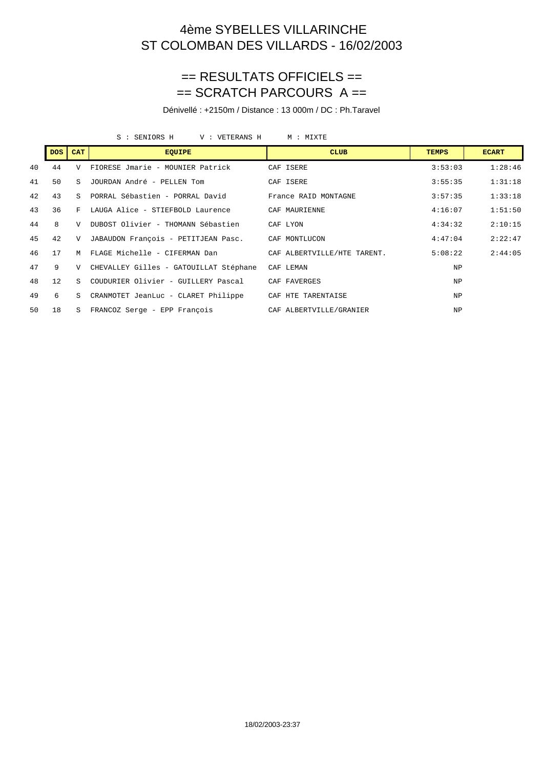# 4ème SYBELLES VILLARINCHE
# ST COLOMBAN DES VILLARDS - 16/02/2003

## == RESULTATS OFFICIELS ==
## == SCRATCH PARCOURS A ==

Dénivellé : +2150m / Distance : 13 000m / DC : Ph.Taravel

S : SENIORS H V : VETERANS H M : MIXTE

| | DOS | CAT | EQUIPE | CLUB | TEMPS | ECART |
|---|---|---|---|---|---|---|
| 40 | 44 | V | FIORESE Jmarie - MOUNIER Patrick | CAF ISERE | 3:53:03 | 1:28:46 |
| 41 | 50 | S | JOURDAN André - PELLEN Tom | CAF ISERE | 3:55:35 | 1:31:18 |
| 42 | 43 | S | PORRAL Sébastien - PORRAL David | France RAID MONTAGNE | 3:57:35 | 1:33:18 |
| 43 | 36 | F | LAUGA Alice - STIEFBOLD Laurence | CAF MAURIENNE | 4:16:07 | 1:51:50 |
| 44 | 8 | V | DUBOST Olivier - THOMANN Sébastien | CAF LYON | 4:34:32 | 2:10:15 |
| 45 | 42 | V | JABAUDON François - PETITJEAN Pasc. | CAF MONTLUCON | 4:47:04 | 2:22:47 |
| 46 | 17 | M | FLAGE Michelle - CIFERMAN Dan | CAF ALBERTVILLE/HTE TARENT. | 5:08:22 | 2:44:05 |
| 47 | 9 | V | CHEVALLEY Gilles - GATOUILLAT Stéphane | CAF LEMAN | NP | |
| 48 | 12 | S | COUDURIER Olivier - GUILLERY Pascal | CAF FAVERGES | NP | |
| 49 | 6 | S | CRANMOTET JeanLuc - CLARET Philippe | CAF HTE TARENTAISE | NP | |
| 50 | 18 | S | FRANCOZ Serge - EPP François | CAF ALBERTVILLE/GRANIER | NP | |

18/02/2003-23:37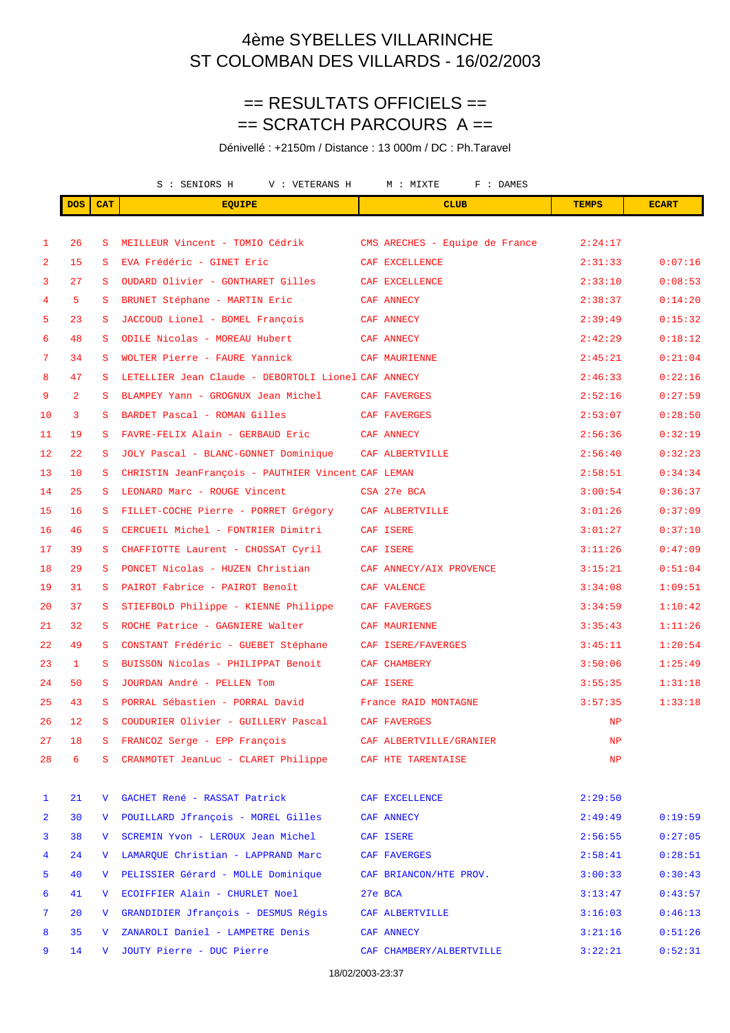# 4ème SYBELLES VILLARINCHE
# ST COLOMBAN DES VILLARDS - 16/02/2003

## == RESULTATS OFFICIELS ==
## == SCRATCH PARCOURS A ==

Dénivellé : +2150m / Distance : 13 000m / DC : Ph.Taravel

S : SENIORS H V : VETERANS H M : MIXTE F : DAMES

| | DOS | CAT | EQUIPE | CLUB | TEMPS | ECART |
|---|---|---|---|---|---|---|
| 1 | 26 | S | MEILLEUR Vincent - TOMIO Cédrik | CMS ARECHES - Equipe de France | 2:24:17 | |
| 2 | 15 | S | EVA Frédéric - GINET Eric | CAF EXCELLENCE | 2:31:33 | 0:07:16 |
| 3 | 27 | S | OUDARD Olivier - GONTHARET Gilles | CAF EXCELLENCE | 2:33:10 | 0:08:53 |
| 4 | 5 | S | BRUNET Stéphane - MARTIN Eric | CAF ANNECY | 2:38:37 | 0:14:20 |
| 5 | 23 | S | JACCOUD Lionel - BOMEL François | CAF ANNECY | 2:39:49 | 0:15:32 |
| 6 | 48 | S | ODILE Nicolas - MOREAU Hubert | CAF ANNECY | 2:42:29 | 0:18:12 |
| 7 | 34 | S | WOLTER Pierre - FAURE Yannick | CAF MAURIENNE | 2:45:21 | 0:21:04 |
| 8 | 47 | S | LETELLIER Jean Claude - DEBORTOLI Lionel | CAF ANNECY | 2:46:33 | 0:22:16 |
| 9 | 2 | S | BLAMPEY Yann - GROGNUX Jean Michel | CAF FAVERGES | 2:52:16 | 0:27:59 |
| 10 | 3 | S | BARDET Pascal - ROMAN Gilles | CAF FAVERGES | 2:53:07 | 0:28:50 |
| 11 | 19 | S | FAVRE-FELIX Alain - GERBAUD Eric | CAF ANNECY | 2:56:36 | 0:32:19 |
| 12 | 22 | S | JOLY Pascal - BLANC-GONNET Dominique | CAF ALBERTVILLE | 2:56:40 | 0:32:23 |
| 13 | 10 | S | CHRISTIN JeanFrançois - PAUTHIER Vincent | CAF LEMAN | 2:58:51 | 0:34:34 |
| 14 | 25 | S | LEONARD Marc - ROUGE Vincent | CSA 27e BCA | 3:00:54 | 0:36:37 |
| 15 | 16 | S | FILLET-COCHE Pierre - PORRET Grégory | CAF ALBERTVILLE | 3:01:26 | 0:37:09 |
| 16 | 46 | S | CERCUEIL Michel - FONTRIER Dimitri | CAF ISERE | 3:01:27 | 0:37:10 |
| 17 | 39 | S | CHAFFIOTTE Laurent - CHOSSAT Cyril | CAF ISERE | 3:11:26 | 0:47:09 |
| 18 | 29 | S | PONCET Nicolas - HUZEN Christian | CAF ANNECY/AIX PROVENCE | 3:15:21 | 0:51:04 |
| 19 | 31 | S | PAIROT Fabrice - PAIROT Benoît | CAF VALENCE | 3:34:08 | 1:09:51 |
| 20 | 37 | S | STIEFBOLD Philippe - KIENNE Philippe | CAF FAVERGES | 3:34:59 | 1:10:42 |
| 21 | 32 | S | ROCHE Patrice - GAGNIERE Walter | CAF MAURIENNE | 3:35:43 | 1:11:26 |
| 22 | 49 | S | CONSTANT Frédéric - GUEBET Stéphane | CAF ISERE/FAVERGES | 3:45:11 | 1:20:54 |
| 23 | 1 | S | BUISSON Nicolas - PHILIPPAT Benoit | CAF CHAMBERY | 3:50:06 | 1:25:49 |
| 24 | 50 | S | JOURDAN André - PELLEN Tom | CAF ISERE | 3:55:35 | 1:31:18 |
| 25 | 43 | S | PORRAL Sébastien - PORRAL David | France RAID MONTAGNE | 3:57:35 | 1:33:18 |
| 26 | 12 | S | COUDURIER Olivier - GUILLERY Pascal | CAF FAVERGES | NP | |
| 27 | 18 | S | FRANCOZ Serge - EPP François | CAF ALBERTVILLE/GRANIER | NP | |
| 28 | 6 | S | CRANMOTET JeanLuc - CLARET Philippe | CAF HTE TARENTAISE | NP | |
| 1 | 21 | V | GACHET René - RASSAT Patrick | CAF EXCELLENCE | 2:29:50 | |
| 2 | 30 | V | POUILLARD Jfrançois - MOREL Gilles | CAF ANNECY | 2:49:49 | 0:19:59 |
| 3 | 38 | V | SCREMIN Yvon - LEROUX Jean Michel | CAF ISERE | 2:56:55 | 0:27:05 |
| 4 | 24 | V | LAMARQUE Christian - LAPPRAND Marc | CAF FAVERGES | 2:58:41 | 0:28:51 |
| 5 | 40 | V | PELISSIER Gérard - MOLLE Dominique | CAF BRIANCON/HTE PROV. | 3:00:33 | 0:30:43 |
| 6 | 41 | V | ECOIFFIER Alain - CHURLET Noel | 27e BCA | 3:13:47 | 0:43:57 |
| 7 | 20 | V | GRANDIDIER Jfrançois - DESMUS Régis | CAF ALBERTVILLE | 3:16:03 | 0:46:13 |
| 8 | 35 | V | ZANAROLI Daniel - LAMPETRE Denis | CAF ANNECY | 3:21:16 | 0:51:26 |
| 9 | 14 | V | JOUTY Pierre - DUC Pierre | CAF CHAMBERY/ALBERTVILLE | 3:22:21 | 0:52:31 |

18/02/2003-23:37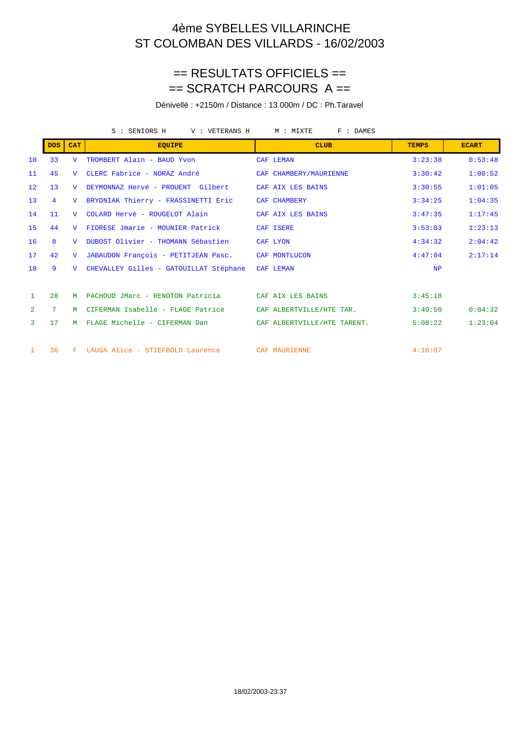# 4ème SYBELLES VILLARINCHE
# ST COLOMBAN DES VILLARDS - 16/02/2003

## == RESULTATS OFFICIELS ==
## == SCRATCH PARCOURS A ==

Dénivellé : +2150m / Distance : 13 000m / DC : Ph.Taravel

S : SENIORS H V : VETERANS H M : MIXTE F : DAMES

| | DOS | CAT | EQUIPE | CLUB | TEMPS | ECART |
|---|---|---|---|---|---|---|
| 10 | 33 | V | TROMBERT Alain - BAUD Yvon | CAF LEMAN | 3:23:38 | 0:53:48 |
| 11 | 45 | V | CLERC Fabrice - NORAZ André | CAF CHAMBERY/MAURIENNE | 3:30:42 | 1:00:52 |
| 12 | 13 | V | DEYMONNAZ Hervé - PROUENT Gilbert | CAF AIX LES BAINS | 3:30:55 | 1:01:05 |
| 13 | 4 | V | BRYDNIAK Thierry - FRASSINETTI Eric | CAF CHAMBERY | 3:34:25 | 1:04:35 |
| 14 | 11 | V | COLARD Hervé - ROUGELOT Alain | CAF AIX LES BAINS | 3:47:35 | 1:17:45 |
| 15 | 44 | V | FIORESE Jmarie - MOUNIER Patrick | CAF ISERE | 3:53:03 | 1:23:13 |
| 16 | 8 | V | DUBOST Olivier - THOMANN Sébastien | CAF LYON | 4:34:32 | 2:04:42 |
| 17 | 42 | V | JABAUDON François - PETITJEAN Pasc. | CAF MONTLUCON | 4:47:04 | 2:17:14 |
| 18 | 9 | V | CHEVALLEY Gilles - GATOUILLAT Stéphane | CAF LEMAN | NP | |
| | | | | | | |
| 1 | 28 | M | PACHOUD JMarc - RENOTON Patricia | CAF AIX LES BAINS | 3:45:18 | |
| 2 | 7 | M | CIFERMAN Isabelle - FLAGE Patrice | CAF ALBERTVILLE/HTE TAR. | 3:49:50 | 0:04:32 |
| 3 | 17 | M | FLAGE Michelle - CIFERMAN Dan | CAF ALBERTVILLE/HTE TARENT. | 5:08:22 | 1:23:04 |
| | | | | | | |
| 1 | 36 | F | LAUGA Alice - STIEFBOLD Laurence | CAF MAURIENNE | 4:16:07 | |

18/02/2003-23:37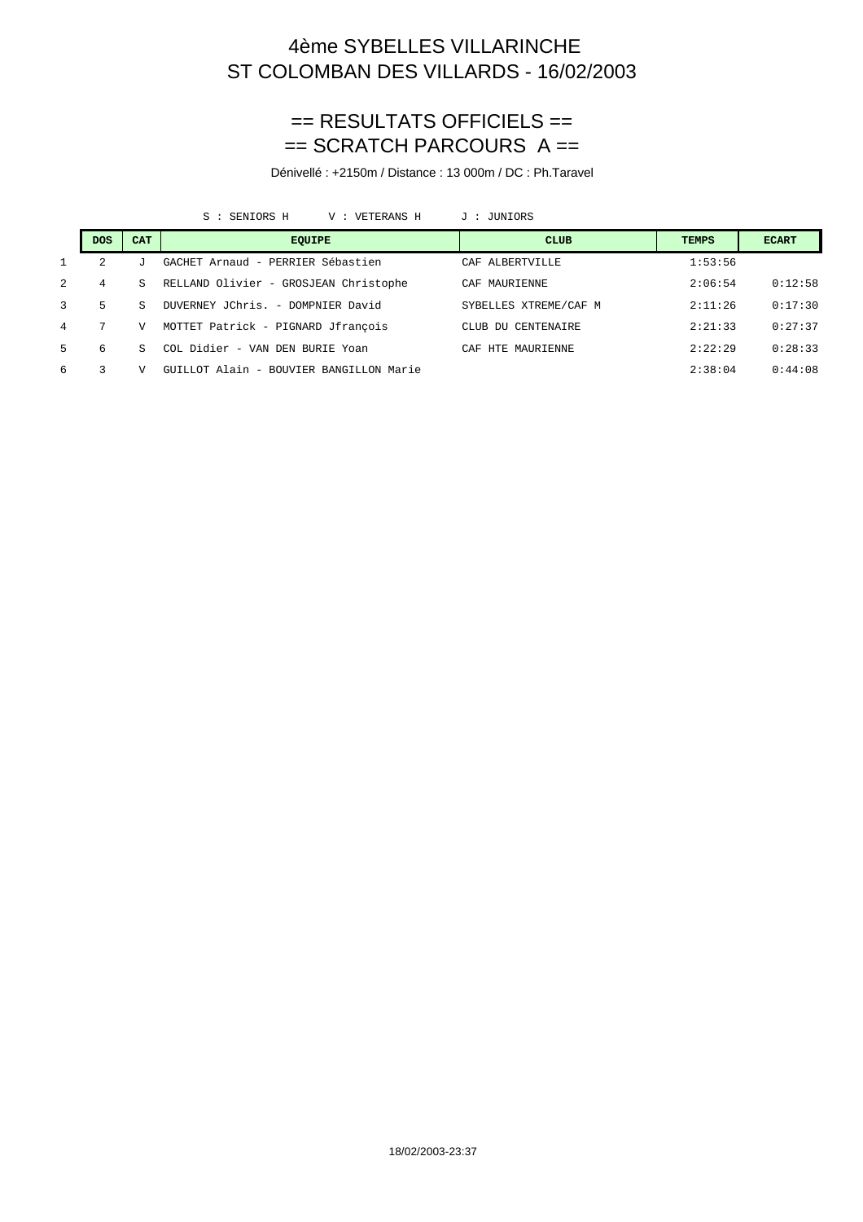# 4ème SYBELLES VILLARINCHE
# ST COLOMBAN DES VILLARDS - 16/02/2003

## == RESULTATS OFFICIELS ==
## == SCRATCH PARCOURS A ==

Dénivellé : +2150m / Distance : 13 000m / DC : Ph.Taravel

S : SENIORS H      V : VETERANS H      J : JUNIORS

| | DOS | CAT | EQUIPE | CLUB | TEMPS | ECART |
|---|---|---|---|---|---|---|
| 1 | 2 | J | GACHET Arnaud - PERRIER Sébastien | CAF ALBERTVILLE | 1:53:56 | |
| 2 | 4 | S | RELLAND Olivier - GROSJEAN Christophe | CAF MAURIENNE | 2:06:54 | 0:12:58 |
| 3 | 5 | S | DUVERNEY JChris. - DOMPNIER David | SYBELLES XTREME/CAF M | 2:11:26 | 0:17:30 |
| 4 | 7 | V | MOTTET Patrick - PIGNARD Jfrançois | CLUB DU CENTENAIRE | 2:21:33 | 0:27:37 |
| 5 | 6 | S | COL Didier - VAN DEN BURIE Yoan | CAF HTE MAURIENNE | 2:22:29 | 0:28:33 |
| 6 | 3 | V | GUILLOT Alain - BOUVIER BANGILLON Marie | | 2:38:04 | 0:44:08 |

18/02/2003-23:37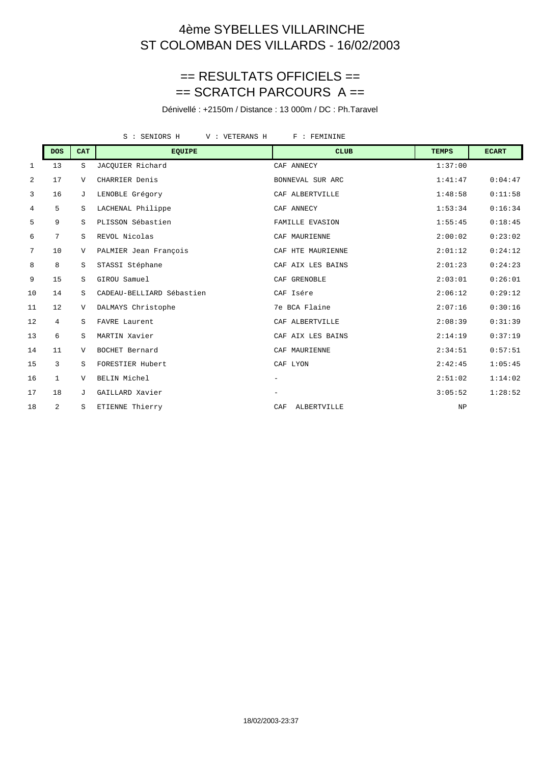# 4ème SYBELLES VILLARINCHE
# ST COLOMBAN DES VILLARDS - 16/02/2003

## == RESULTATS OFFICIELS ==
## == SCRATCH PARCOURS A ==

Dénivellé : +2150m / Distance : 13 000m / DC : Ph.Taravel

S : SENIORS H V : VETERANS H F : FEMININE

| | DOS | CAT | EQUIPE | CLUB | TEMPS | ECART |
|---|---|---|---|---|---|---|
| 1 | 13 | S | JACQUIER Richard | CAF ANNECY | 1:37:00 | |
| 2 | 17 | V | CHARRIER Denis | BONNEVAL SUR ARC | 1:41:47 | 0:04:47 |
| 3 | 16 | J | LENOBLE Grégory | CAF ALBERTVILLE | 1:48:58 | 0:11:58 |
| 4 | 5 | S | LACHENAL Philippe | CAF ANNECY | 1:53:34 | 0:16:34 |
| 5 | 9 | S | PLISSON Sébastien | FAMILLE EVASION | 1:55:45 | 0:18:45 |
| 6 | 7 | S | REVOL Nicolas | CAF MAURIENNE | 2:00:02 | 0:23:02 |
| 7 | 10 | V | PALMIER Jean François | CAF HTE MAURIENNE | 2:01:12 | 0:24:12 |
| 8 | 8 | S | STASSI Stéphane | CAF AIX LES BAINS | 2:01:23 | 0:24:23 |
| 9 | 15 | S | GIROU Samuel | CAF GRENOBLE | 2:03:01 | 0:26:01 |
| 10 | 14 | S | CADEAU-BELLIARD Sébastien | CAF Isére | 2:06:12 | 0:29:12 |
| 11 | 12 | V | DALMAYS Christophe | 7e BCA Flaine | 2:07:16 | 0:30:16 |
| 12 | 4 | S | FAVRE Laurent | CAF ALBERTVILLE | 2:08:39 | 0:31:39 |
| 13 | 6 | S | MARTIN Xavier | CAF AIX LES BAINS | 2:14:19 | 0:37:19 |
| 14 | 11 | V | BOCHET Bernard | CAF MAURIENNE | 2:34:51 | 0:57:51 |
| 15 | 3 | S | FORESTIER Hubert | CAF LYON | 2:42:45 | 1:05:45 |
| 16 | 1 | V | BELIN Michel | - | 2:51:02 | 1:14:02 |
| 17 | 18 | J | GAILLARD Xavier | - | 3:05:52 | 1:28:52 |
| 18 | 2 | S | ETIENNE Thierry | CAF ALBERTVILLE | NP | |

18/02/2003-23:37